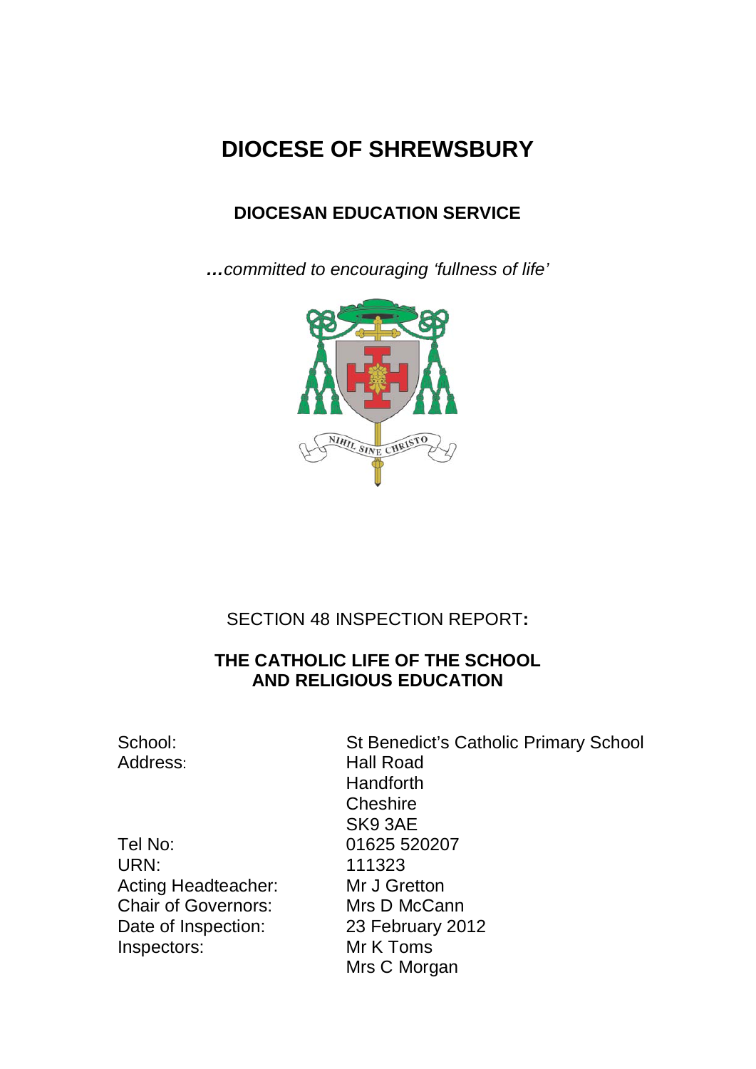# DIOCESE OF SHREWSBURY

## DIOCESAN EDUCATION SERVICE

***…**committed to encouraging 'fullness of life'*

NIHIL SINE CHRISTO

SECTION 48 INSPECTION REPORT**:**

## THE CATHOLIC LIFE OF THE SCHOOL AND RELIGIOUS EDUCATION

| | |
|---|---|
| School: | St Benedict's Catholic Primary School |
| Address: | Hall Road<br>Handforth<br>Cheshire<br>SK9 3AE |
| Tel No: | 01625 520207 |
| URN: | 111323 |
| Acting Headteacher: | Mr J Gretton |
| Chair of Governors: | Mrs D McCann |
| Date of Inspection: | 23 February 2012 |
| Inspectors: | Mr K Toms<br>Mrs C Morgan |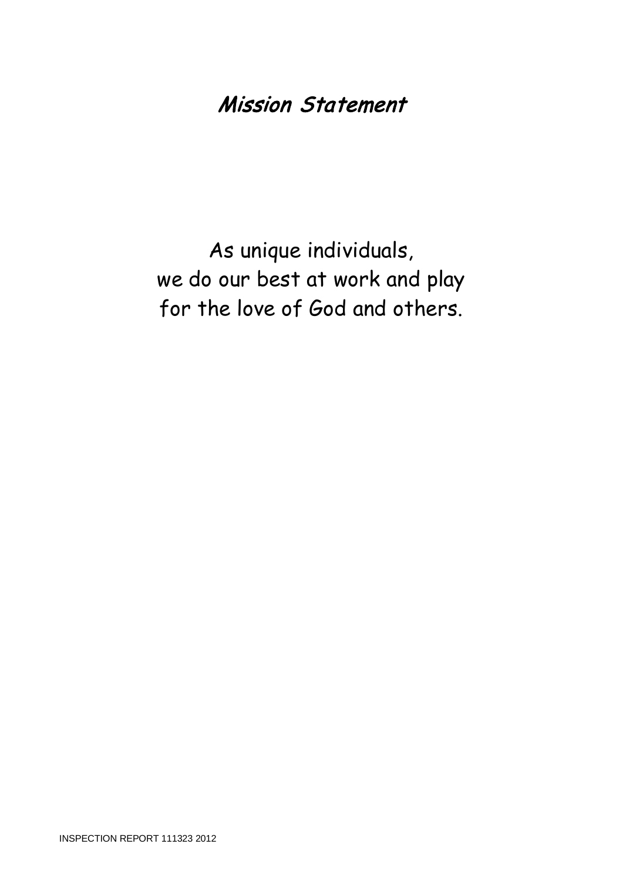# *Mission Statement*

As unique individuals,
we do our best at work and play
for the love of God and others.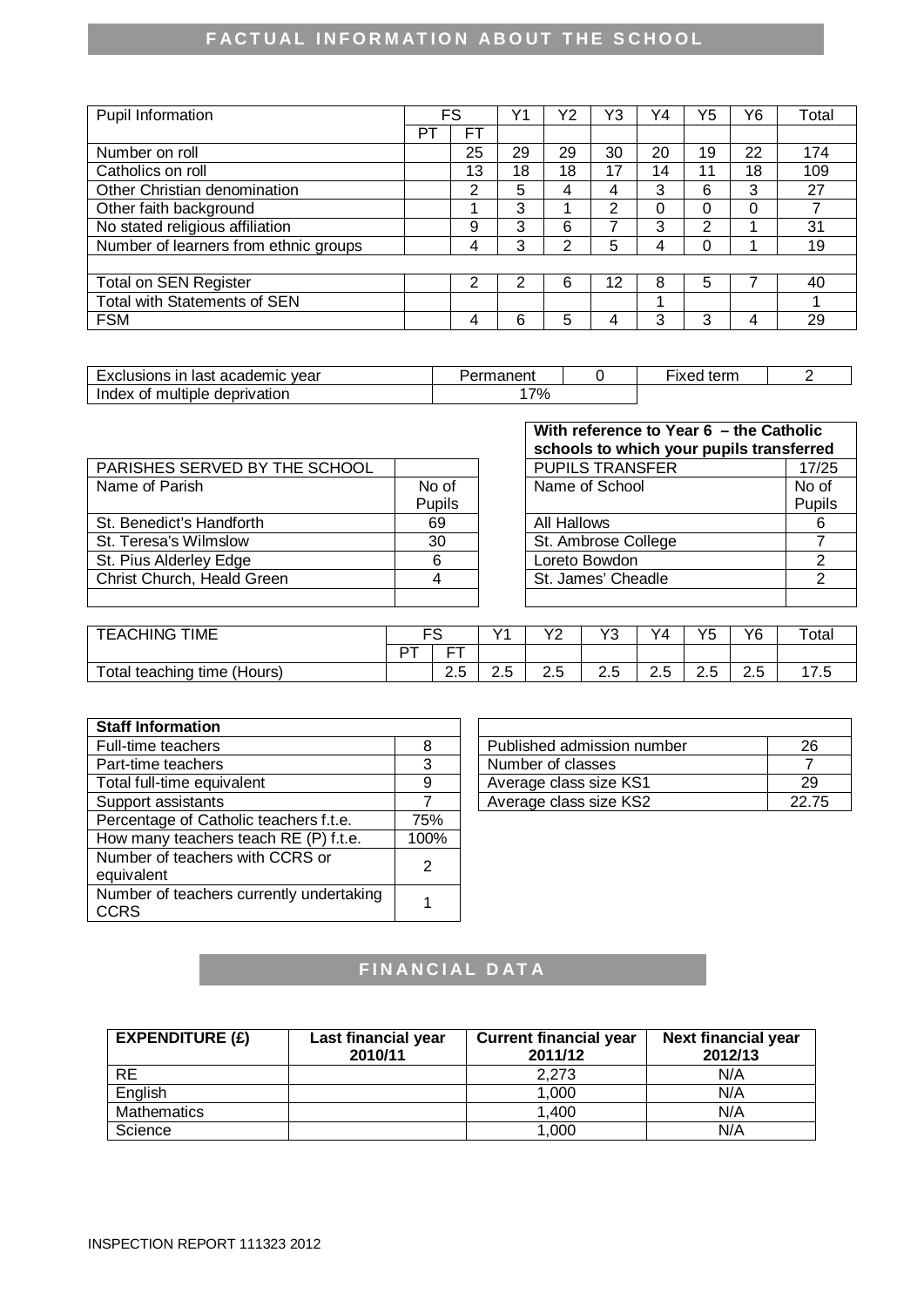# FACTUAL INFORMATION ABOUT THE SCHOOL

| Pupil Information | FS | | Y1 | Y2 | Y3 | Y4 | Y5 | Y6 | Total |
|---|---|---|---|---|---|---|---|---|---|
| | PT | FT | | | | | | | |
| Number on roll | | 25 | 29 | 29 | 30 | 20 | 19 | 22 | 174 |
| Catholics on roll | | 13 | 18 | 18 | 17 | 14 | 11 | 18 | 109 |
| Other Christian denomination | | 2 | 5 | 4 | 4 | 3 | 6 | 3 | 27 |
| Other faith background | | 1 | 3 | 1 | 2 | 0 | 0 | 0 | 7 |
| No stated religious affiliation | | 9 | 3 | 6 | 7 | 3 | 2 | 1 | 31 |
| Number of learners from ethnic groups | | 4 | 3 | 2 | 5 | 4 | 0 | 1 | 19 |
| | | | | | | | | | |
| Total on SEN Register | | 2 | 2 | 6 | 12 | 8 | 5 | 7 | 40 |
| Total with Statements of SEN | | | | | | 1 | | | 1 |
| FSM | | 4 | 6 | 5 | 4 | 3 | 3 | 4 | 29 |

| Exclusions in last academic year | Permanent | 0 | Fixed term | 2 |
|---|---|---|---|---|
| Index of multiple deprivation | 17% | | | |

| PARISHES SERVED BY THE SCHOOL | |
|---|---|
| Name of Parish | No of Pupils |
| St. Benedict's Handforth | 69 |
| St. Teresa's Wilmslow | 30 |
| St. Pius Alderley Edge | 6 |
| Christ Church, Heald Green | 4 |
| | |

| With reference to Year 6 – the Catholic schools to which your pupils transferred | |
|---|---|
| PUPILS TRANSFER | 17/25 |
| Name of School | No of Pupils |
| All Hallows | 6 |
| St. Ambrose College | 7 |
| Loreto Bowdon | 2 |
| St. James' Cheadle | 2 |
| | |

| TEACHING TIME | FS | | Y1 | Y2 | Y3 | Y4 | Y5 | Y6 | Total |
|---|---|---|---|---|---|---|---|---|---|
| | PT | FT | | | | | | | |
| Total teaching time (Hours) | | 2.5 | 2.5 | 2.5 | 2.5 | 2.5 | 2.5 | 2.5 | 17.5 |

| Staff Information | |
|---|---|
| Full-time teachers | 8 |
| Part-time teachers | 3 |
| Total full-time equivalent | 9 |
| Support assistants | 7 |
| Percentage of Catholic teachers f.t.e. | 75% |
| How many teachers teach RE (P) f.t.e. | 100% |
| Number of teachers with CCRS or equivalent | 2 |
| Number of teachers currently undertaking CCRS | 1 |

| | |
|---|---|
| Published admission number | 26 |
| Number of classes | 7 |
| Average class size KS1 | 29 |
| Average class size KS2 | 22.75 |

# FINANCIAL DATA

| EXPENDITURE (£) | Last financial year 2010/11 | Current financial year 2011/12 | Next financial year 2012/13 |
|---|---|---|---|
| RE | | 2,273 | N/A |
| English | | 1,000 | N/A |
| Mathematics | | 1,400 | N/A |
| Science | | 1,000 | N/A |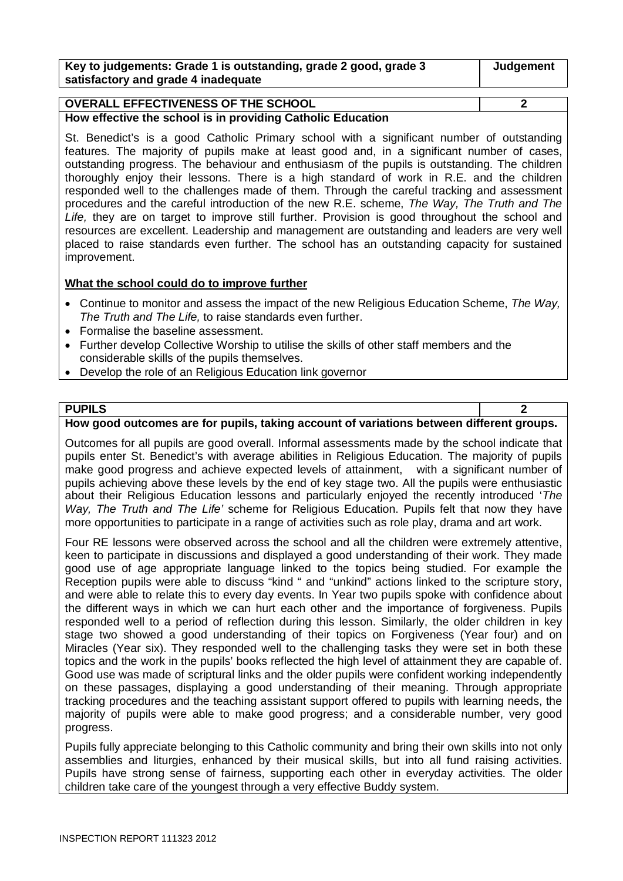| Key to judgements: Grade 1 is outstanding, grade 2 good, grade 3 satisfactory and grade 4 inadequate | Judgement |
|---|---|

| OVERALL EFFECTIVENESS OF THE SCHOOL | 2 |
|---|---|

**How effective the school is in providing Catholic Education**

St. Benedict's is a good Catholic Primary school with a significant number of outstanding features. The majority of pupils make at least good and, in a significant number of cases, outstanding progress. The behaviour and enthusiasm of the pupils is outstanding. The children thoroughly enjoy their lessons. There is a high standard of work in R.E. and the children responded well to the challenges made of them. Through the careful tracking and assessment procedures and the careful introduction of the new R.E. scheme, *The Way, The Truth and The Life,* they are on target to improve still further. Provision is good throughout the school and resources are excellent. Leadership and management are outstanding and leaders are very well placed to raise standards even further. The school has an outstanding capacity for sustained improvement.

**What the school could do to improve further**

- Continue to monitor and assess the impact of the new Religious Education Scheme, *The Way, The Truth and The Life,* to raise standards even further.
- Formalise the baseline assessment.
- Further develop Collective Worship to utilise the skills of other staff members and the considerable skills of the pupils themselves.
- Develop the role of an Religious Education link governor

| PUPILS | 2 |
|---|---|

**How good outcomes are for pupils, taking account of variations between different groups.**

Outcomes for all pupils are good overall. Informal assessments made by the school indicate that pupils enter St. Benedict's with average abilities in Religious Education. The majority of pupils make good progress and achieve expected levels of attainment, with a significant number of pupils achieving above these levels by the end of key stage two. All the pupils were enthusiastic about their Religious Education lessons and particularly enjoyed the recently introduced '*The Way, The Truth and The Life'* scheme for Religious Education. Pupils felt that now they have more opportunities to participate in a range of activities such as role play, drama and art work.

Four RE lessons were observed across the school and all the children were extremely attentive, keen to participate in discussions and displayed a good understanding of their work. They made good use of age appropriate language linked to the topics being studied. For example the Reception pupils were able to discuss "kind " and "unkind" actions linked to the scripture story, and were able to relate this to every day events. In Year two pupils spoke with confidence about the different ways in which we can hurt each other and the importance of forgiveness. Pupils responded well to a period of reflection during this lesson. Similarly, the older children in key stage two showed a good understanding of their topics on Forgiveness (Year four) and on Miracles (Year six). They responded well to the challenging tasks they were set in both these topics and the work in the pupils' books reflected the high level of attainment they are capable of. Good use was made of scriptural links and the older pupils were confident working independently on these passages, displaying a good understanding of their meaning. Through appropriate tracking procedures and the teaching assistant support offered to pupils with learning needs, the majority of pupils were able to make good progress; and a considerable number, very good progress.

Pupils fully appreciate belonging to this Catholic community and bring their own skills into not only assemblies and liturgies, enhanced by their musical skills, but into all fund raising activities. Pupils have strong sense of fairness, supporting each other in everyday activities. The older children take care of the youngest through a very effective Buddy system.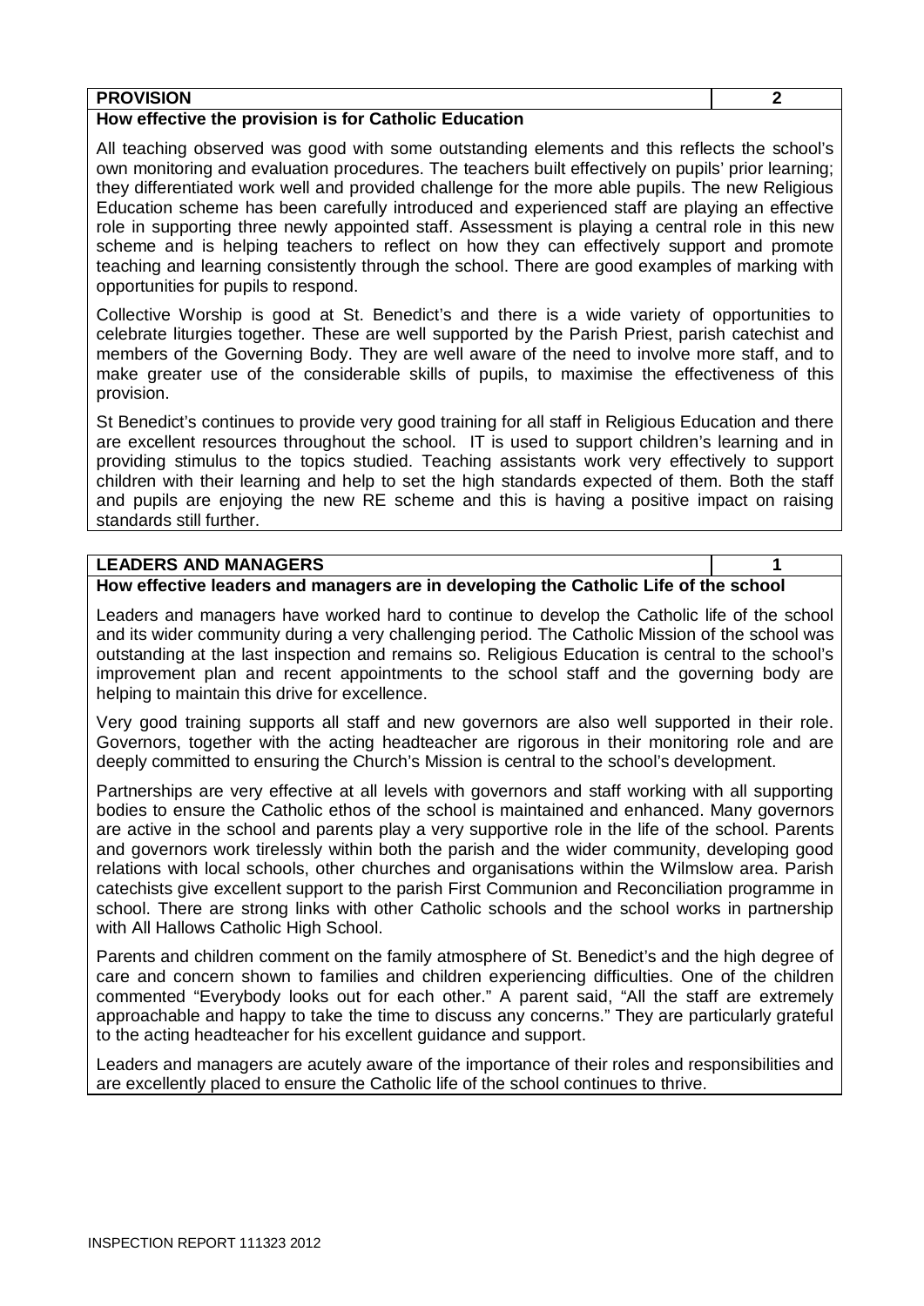| PROVISION | 2 |
| --- | --- |

**How effective the provision is for Catholic Education**

All teaching observed was good with some outstanding elements and this reflects the school's own monitoring and evaluation procedures. The teachers built effectively on pupils' prior learning; they differentiated work well and provided challenge for the more able pupils. The new Religious Education scheme has been carefully introduced and experienced staff are playing an effective role in supporting three newly appointed staff. Assessment is playing a central role in this new scheme and is helping teachers to reflect on how they can effectively support and promote teaching and learning consistently through the school. There are good examples of marking with opportunities for pupils to respond.

Collective Worship is good at St. Benedict's and there is a wide variety of opportunities to celebrate liturgies together. These are well supported by the Parish Priest, parish catechist and members of the Governing Body. They are well aware of the need to involve more staff, and to make greater use of the considerable skills of pupils, to maximise the effectiveness of this provision.

St Benedict's continues to provide very good training for all staff in Religious Education and there are excellent resources throughout the school. IT is used to support children's learning and in providing stimulus to the topics studied. Teaching assistants work very effectively to support children with their learning and help to set the high standards expected of them. Both the staff and pupils are enjoying the new RE scheme and this is having a positive impact on raising standards still further.

| LEADERS AND MANAGERS | 1 |
| --- | --- |

**How effective leaders and managers are in developing the Catholic Life of the school**

Leaders and managers have worked hard to continue to develop the Catholic life of the school and its wider community during a very challenging period. The Catholic Mission of the school was outstanding at the last inspection and remains so. Religious Education is central to the school's improvement plan and recent appointments to the school staff and the governing body are helping to maintain this drive for excellence.

Very good training supports all staff and new governors are also well supported in their role. Governors, together with the acting headteacher are rigorous in their monitoring role and are deeply committed to ensuring the Church's Mission is central to the school's development.

Partnerships are very effective at all levels with governors and staff working with all supporting bodies to ensure the Catholic ethos of the school is maintained and enhanced. Many governors are active in the school and parents play a very supportive role in the life of the school. Parents and governors work tirelessly within both the parish and the wider community, developing good relations with local schools, other churches and organisations within the Wilmslow area. Parish catechists give excellent support to the parish First Communion and Reconciliation programme in school. There are strong links with other Catholic schools and the school works in partnership with All Hallows Catholic High School.

Parents and children comment on the family atmosphere of St. Benedict's and the high degree of care and concern shown to families and children experiencing difficulties. One of the children commented "Everybody looks out for each other." A parent said, "All the staff are extremely approachable and happy to take the time to discuss any concerns." They are particularly grateful to the acting headteacher for his excellent guidance and support.

Leaders and managers are acutely aware of the importance of their roles and responsibilities and are excellently placed to ensure the Catholic life of the school continues to thrive.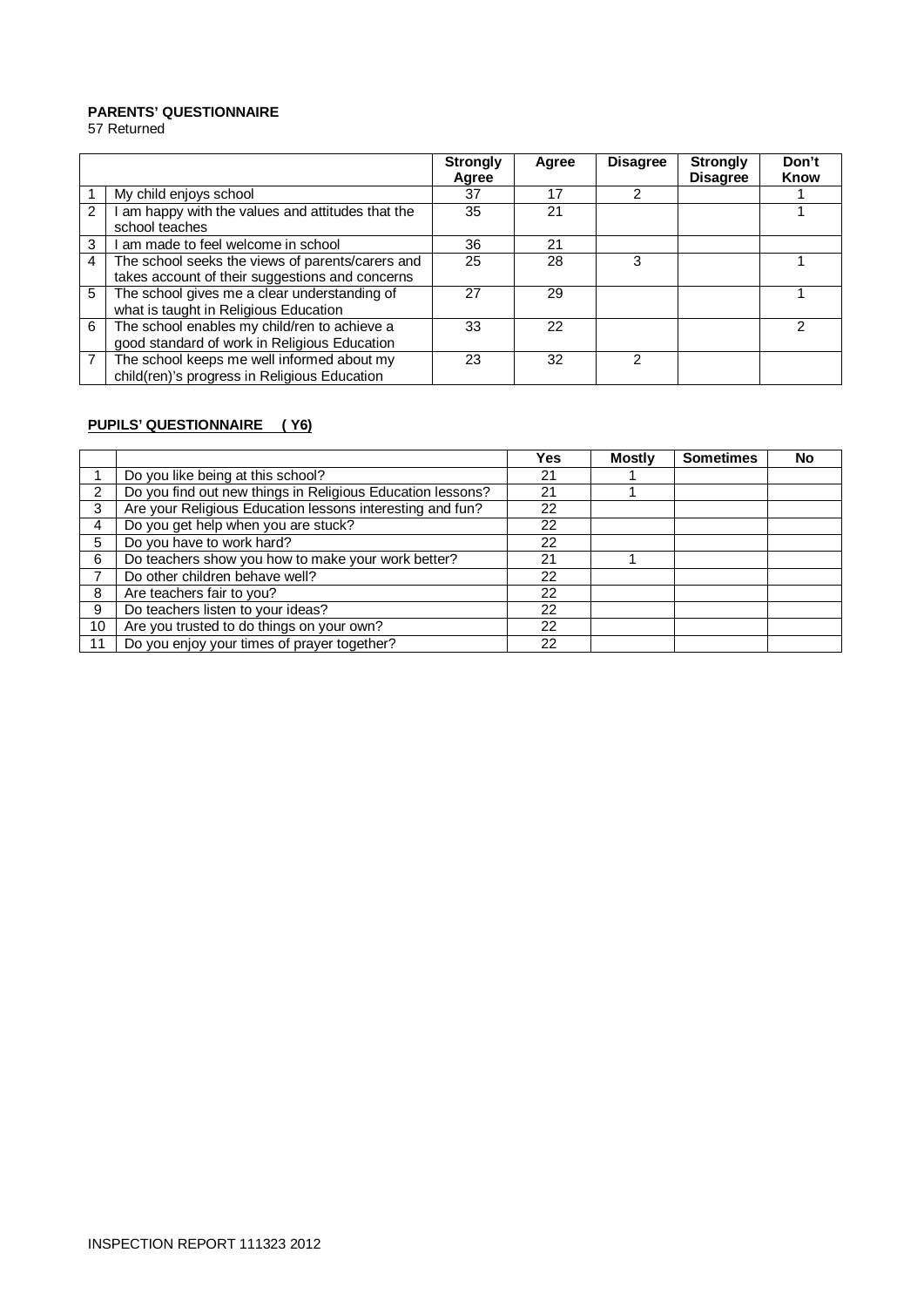**PARENTS' QUESTIONNAIRE**
57 Returned

| | | Strongly Agree | Agree | Disagree | Strongly Disagree | Don't Know |
|---|---|---|---|---|---|---|
| 1 | My child enjoys school | 37 | 17 | 2 | | 1 |
| 2 | I am happy with the values and attitudes that the school teaches | 35 | 21 | | | 1 |
| 3 | I am made to feel welcome in school | 36 | 21 | | | |
| 4 | The school seeks the views of parents/carers and takes account of their suggestions and concerns | 25 | 28 | 3 | | 1 |
| 5 | The school gives me a clear understanding of what is taught in Religious Education | 27 | 29 | | | 1 |
| 6 | The school enables my child/ren to achieve a good standard of work in Religious Education | 33 | 22 | | | 2 |
| 7 | The school keeps me well informed about my child(ren)'s progress in Religious Education | 23 | 32 | 2 | | |

**PUPILS' QUESTIONNAIRE ( Y6)**

| | | Yes | Mostly | Sometimes | No |
|---|---|---|---|---|---|
| 1 | Do you like being at this school? | 21 | 1 | | |
| 2 | Do you find out new things in Religious Education lessons? | 21 | 1 | | |
| 3 | Are your Religious Education lessons interesting and fun? | 22 | | | |
| 4 | Do you get help when you are stuck? | 22 | | | |
| 5 | Do you have to work hard? | 22 | | | |
| 6 | Do teachers show you how to make your work better? | 21 | 1 | | |
| 7 | Do other children behave well? | 22 | | | |
| 8 | Are teachers fair to you? | 22 | | | |
| 9 | Do teachers listen to your ideas? | 22 | | | |
| 10 | Are you trusted to do things on your own? | 22 | | | |
| 11 | Do you enjoy your times of prayer together? | 22 | | | |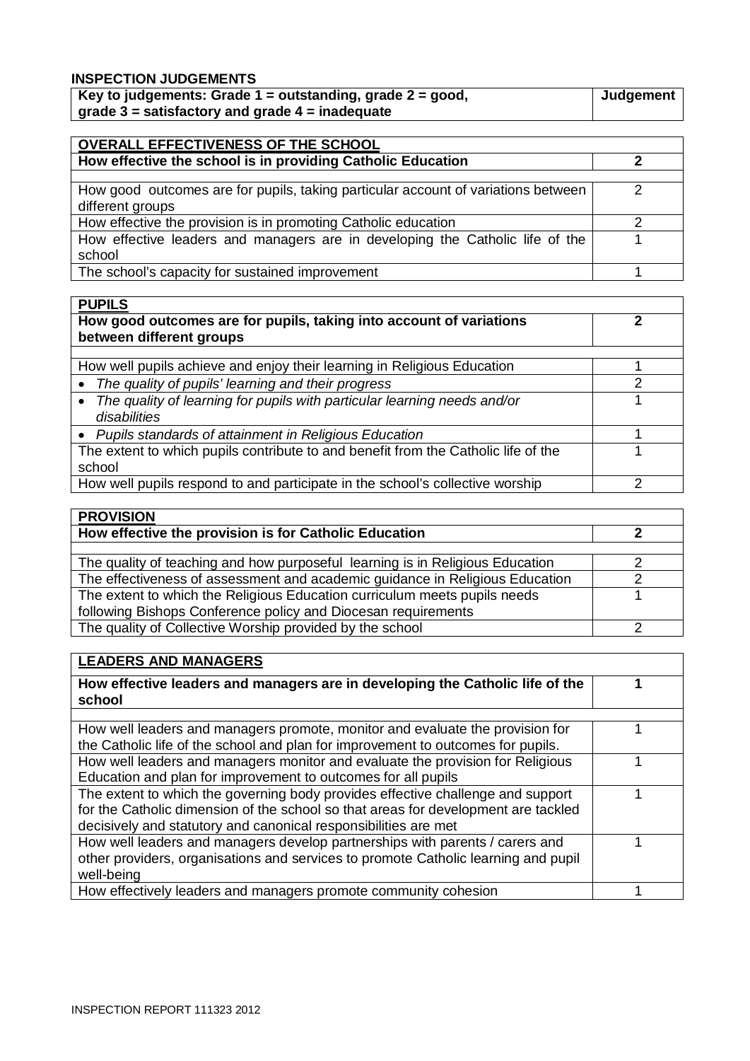**INSPECTION JUDGEMENTS**

| Key to judgements: Grade 1 = outstanding, grade 2 = good, grade 3 = satisfactory and grade 4 = inadequate | Judgement |
|---|---|

| OVERALL EFFECTIVENESS OF THE SCHOOL | |
|---|---|
| **How effective the school is in providing Catholic Education** | **2** |
| | |
| How good outcomes are for pupils, taking particular account of variations between different groups | 2 |
| How effective the provision is in promoting Catholic education | 2 |
| How effective leaders and managers are in developing the Catholic life of the school | 1 |
| The school's capacity for sustained improvement | 1 |

| PUPILS | |
|---|---|
| **How good outcomes are for pupils, taking into account of variations between different groups** | **2** |
| | |
| How well pupils achieve and enjoy their learning in Religious Education | 1 |
| • *The quality of pupils' learning and their progress* | 2 |
| • *The quality of learning for pupils with particular learning needs and/or disabilities* | 1 |
| • *Pupils standards of attainment in Religious Education* | 1 |
| The extent to which pupils contribute to and benefit from the Catholic life of the school | 1 |
| How well pupils respond to and participate in the school's collective worship | 2 |

| PROVISION | |
|---|---|
| **How effective the provision is for Catholic Education** | **2** |
| | |
| The quality of teaching and how purposeful learning is in Religious Education | 2 |
| The effectiveness of assessment and academic guidance in Religious Education | 2 |
| The extent to which the Religious Education curriculum meets pupils needs following Bishops Conference policy and Diocesan requirements | 1 |
| The quality of Collective Worship provided by the school | 2 |

| LEADERS AND MANAGERS | |
|---|---|
| **How effective leaders and managers are in developing the Catholic life of the school** | **1** |
| | |
| How well leaders and managers promote, monitor and evaluate the provision for the Catholic life of the school and plan for improvement to outcomes for pupils. | 1 |
| How well leaders and managers monitor and evaluate the provision for Religious Education and plan for improvement to outcomes for all pupils | 1 |
| The extent to which the governing body provides effective challenge and support for the Catholic dimension of the school so that areas for development are tackled decisively and statutory and canonical responsibilities are met | 1 |
| How well leaders and managers develop partnerships with parents / carers and other providers, organisations and services to promote Catholic learning and pupil well-being | 1 |
| How effectively leaders and managers promote community cohesion | 1 |